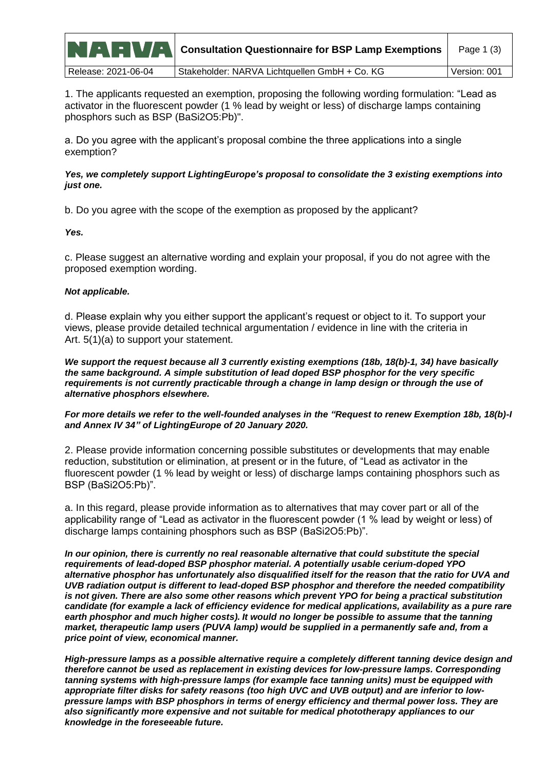| NARVA | Consultation Questionnaire for BSP Lamp Exemptions | Page 1 (3) |
|---|---|---|
| Release: 2021-06-04 | Stakeholder: NARVA Lichtquellen GmbH + Co. KG | Version: 001 |

1. The applicants requested an exemption, proposing the following wording formulation: "Lead as activator in the fluorescent powder (1 % lead by weight or less) of discharge lamps containing phosphors such as BSP ($BaSi_2O_5$:Pb)".

a. Do you agree with the applicant's proposal combine the three applications into a single exemption?

***Yes, we completely support LightingEurope's proposal to consolidate the 3 existing exemptions into just one.***

b. Do you agree with the scope of the exemption as proposed by the applicant?

***Yes.***

c. Please suggest an alternative wording and explain your proposal, if you do not agree with the proposed exemption wording.

***Not applicable.***

d. Please explain why you either support the applicant's request or object to it. To support your views, please provide detailed technical argumentation / evidence in line with the criteria in Art. 5(1)(a) to support your statement.

***We support the request because all 3 currently existing exemptions (18b, 18(b)-1, 34) have basically the same background. A simple substitution of lead doped BSP phosphor for the very specific requirements is not currently practicable through a change in lamp design or through the use of alternative phosphors elsewhere.***

***For more details we refer to the well-founded analyses in the "Request to renew Exemption 18b, 18(b)-I and Annex IV 34" of LightingEurope of 20 January 2020.***

2. Please provide information concerning possible substitutes or developments that may enable reduction, substitution or elimination, at present or in the future, of "Lead as activator in the fluorescent powder (1 % lead by weight or less) of discharge lamps containing phosphors such as BSP ($BaSi_2O_5$:Pb)".

a. In this regard, please provide information as to alternatives that may cover part or all of the applicability range of "Lead as activator in the fluorescent powder (1 % lead by weight or less) of discharge lamps containing phosphors such as BSP ($BaSi_2O_5$:Pb)".

***In our opinion, there is currently no real reasonable alternative that could substitute the special requirements of lead-doped BSP phosphor material. A potentially usable cerium-doped YPO alternative phosphor has unfortunately also disqualified itself for the reason that the ratio for UVA and UVB radiation output is different to lead-doped BSP phosphor and therefore the needed compatibility is not given. There are also some other reasons which prevent YPO for being a practical substitution candidate (for example a lack of efficiency evidence for medical applications, availability as a pure rare earth phosphor and much higher costs). It would no longer be possible to assume that the tanning market, therapeutic lamp users (PUVA lamp) would be supplied in a permanently safe and, from a price point of view, economical manner.***

***High-pressure lamps as a possible alternative require a completely different tanning device design and therefore cannot be used as replacement in existing devices for low-pressure lamps. Corresponding tanning systems with high-pressure lamps (for example face tanning units) must be equipped with appropriate filter disks for safety reasons (too high UVC and UVB output) and are inferior to low-pressure lamps with BSP phosphors in terms of energy efficiency and thermal power loss. They are also significantly more expensive and not suitable for medical phototherapy appliances to our knowledge in the foreseeable future.***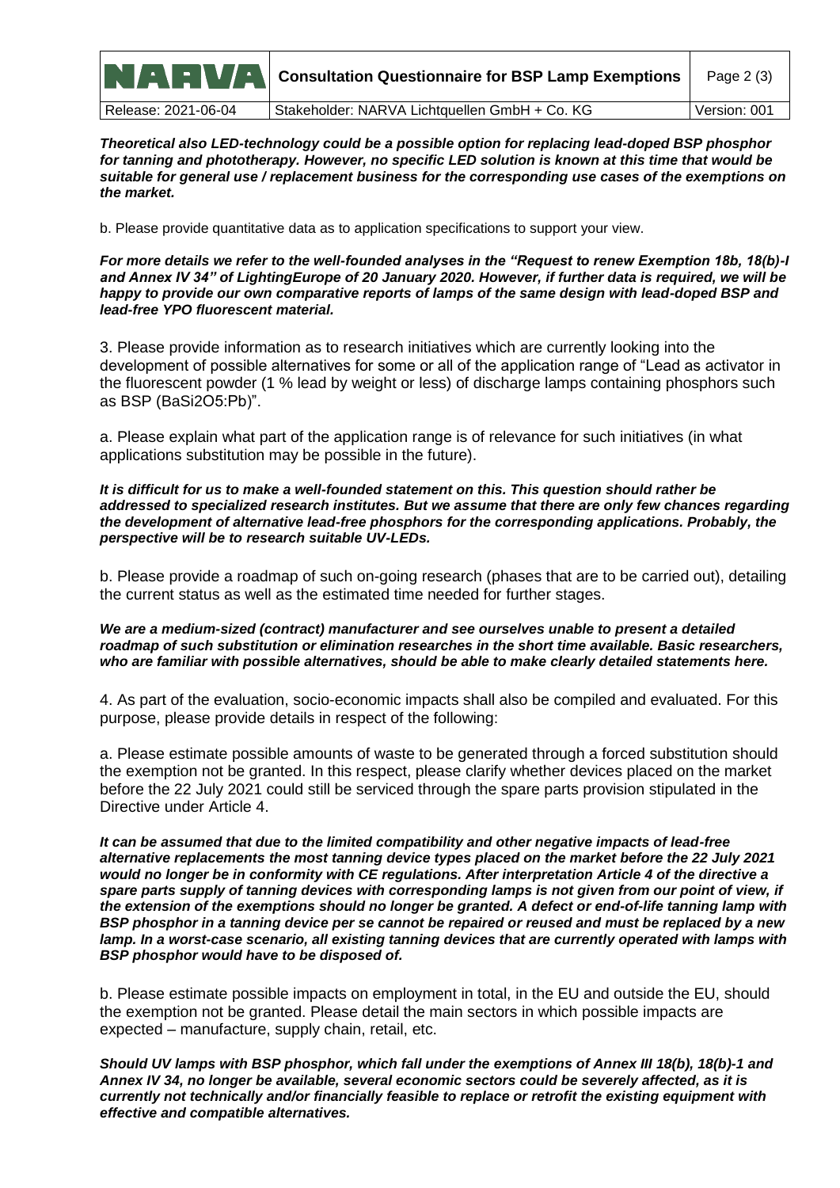***Theoretical also LED-technology could be a possible option for replacing lead-doped BSP phosphor for tanning and phototherapy. However, no specific LED solution is known at this time that would be suitable for general use / replacement business for the corresponding use cases of the exemptions on the market.***

b. Please provide quantitative data as to application specifications to support your view.

***For more details we refer to the well-founded analyses in the "Request to renew Exemption 18b, 18(b)-I and Annex IV 34" of LightingEurope of 20 January 2020. However, if further data is required, we will be happy to provide our own comparative reports of lamps of the same design with lead-doped BSP and lead-free YPO fluorescent material.***

3. Please provide information as to research initiatives which are currently looking into the development of possible alternatives for some or all of the application range of "Lead as activator in the fluorescent powder (1 % lead by weight or less) of discharge lamps containing phosphors such as BSP ($BaSi_2O_5:Pb$)".

a. Please explain what part of the application range is of relevance for such initiatives (in what applications substitution may be possible in the future).

***It is difficult for us to make a well-founded statement on this. This question should rather be addressed to specialized research institutes. But we assume that there are only few chances regarding the development of alternative lead-free phosphors for the corresponding applications. Probably, the perspective will be to research suitable UV-LEDs.***

b. Please provide a roadmap of such on-going research (phases that are to be carried out), detailing the current status as well as the estimated time needed for further stages.

***We are a medium-sized (contract) manufacturer and see ourselves unable to present a detailed roadmap of such substitution or elimination researches in the short time available. Basic researchers, who are familiar with possible alternatives, should be able to make clearly detailed statements here.***

4. As part of the evaluation, socio-economic impacts shall also be compiled and evaluated. For this purpose, please provide details in respect of the following:

a. Please estimate possible amounts of waste to be generated through a forced substitution should the exemption not be granted. In this respect, please clarify whether devices placed on the market before the 22 July 2021 could still be serviced through the spare parts provision stipulated in the Directive under Article 4.

***It can be assumed that due to the limited compatibility and other negative impacts of lead-free alternative replacements the most tanning device types placed on the market before the 22 July 2021 would no longer be in conformity with CE regulations. After interpretation Article 4 of the directive a spare parts supply of tanning devices with corresponding lamps is not given from our point of view, if the extension of the exemptions should no longer be granted. A defect or end-of-life tanning lamp with BSP phosphor in a tanning device per se cannot be repaired or reused and must be replaced by a new lamp. In a worst-case scenario, all existing tanning devices that are currently operated with lamps with BSP phosphor would have to be disposed of.***

b. Please estimate possible impacts on employment in total, in the EU and outside the EU, should the exemption not be granted. Please detail the main sectors in which possible impacts are expected – manufacture, supply chain, retail, etc.

***Should UV lamps with BSP phosphor, which fall under the exemptions of Annex III 18(b), 18(b)-1 and Annex IV 34, no longer be available, several economic sectors could be severely affected, as it is currently not technically and/or financially feasible to replace or retrofit the existing equipment with effective and compatible alternatives.***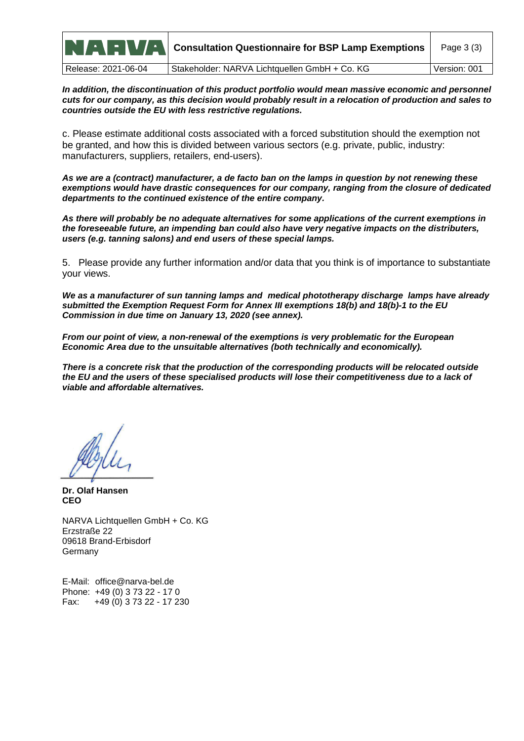***In addition, the discontinuation of this product portfolio would mean massive economic and personnel cuts for our company, as this decision would probably result in a relocation of production and sales to countries outside the EU with less restrictive regulations.***

c. Please estimate additional costs associated with a forced substitution should the exemption not be granted, and how this is divided between various sectors (e.g. private, public, industry: manufacturers, suppliers, retailers, end-users).

***As we are a (contract) manufacturer, a de facto ban on the lamps in question by not renewing these exemptions would have drastic consequences for our company, ranging from the closure of dedicated departments to the continued existence of the entire company.***

***As there will probably be no adequate alternatives for some applications of the current exemptions in the foreseeable future, an impending ban could also have very negative impacts on the distributers, users (e.g. tanning salons) and end users of these special lamps.***

5. Please provide any further information and/or data that you think is of importance to substantiate your views.

***We as a manufacturer of sun tanning lamps and medical phototherapy discharge lamps have already submitted the Exemption Request Form for Annex III exemptions 18(b) and 18(b)-1 to the EU Commission in due time on January 13, 2020 (see annex).***

***From our point of view, a non-renewal of the exemptions is very problematic for the European Economic Area due to the unsuitable alternatives (both technically and economically).***

***There is a concrete risk that the production of the corresponding products will be relocated outside the EU and the users of these specialised products will lose their competitiveness due to a lack of viable and affordable alternatives.***

**Dr. Olaf Hansen**
**CEO**

NARVA Lichtquellen GmbH + Co. KG
Erzstraße 22
09618 Brand-Erbisdorf
Germany

E-Mail: office@narva-bel.de
Phone: +49 (0) 3 73 22 - 17 0
Fax: +49 (0) 3 73 22 - 17 230